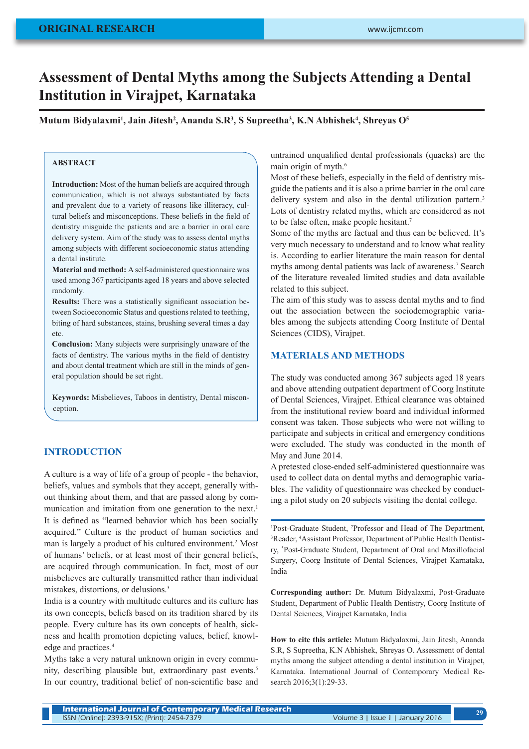# Assessment of Dental Myths among the Subjects Attending a Dental Institution in Virajpet, Karnataka

**Mutum Bidyalaxmi[1], Jain Jitesh[2], Ananda S.R[3], S Supreetha[3], K.N Abhishek[4], Shreyas O[5]**

## ABSTRACT

**Introduction:** Most of the human beliefs are acquired through communication, which is not always substantiated by facts and prevalent due to a variety of reasons like illiteracy, cultural beliefs and misconceptions. These beliefs in the field of dentistry misguide the patients and are a barrier in oral care delivery system. Aim of the study was to assess dental myths among subjects with different socioeconomic status attending a dental institute.

**Material and method:** A self-administered questionnaire was used among 367 participants aged 18 years and above selected randomly.

**Results:** There was a statistically significant association between Socioeconomic Status and questions related to teething, biting of hard substances, stains, brushing several times a day etc.

**Conclusion:** Many subjects were surprisingly unaware of the facts of dentistry. The various myths in the field of dentistry and about dental treatment which are still in the minds of general population should be set right.

**Keywords:** Misbelieves, Taboos in dentistry, Dental misconception.

## INTRODUCTION

A culture is a way of life of a group of people - the behavior, beliefs, values and symbols that they accept, generally without thinking about them, and that are passed along by communication and imitation from one generation to the next.[1] It is defined as "learned behavior which has been socially acquired." Culture is the product of human societies and man is largely a product of his cultured environment.[2] Most of humans' beliefs, or at least most of their general beliefs, are acquired through communication. In fact, most of our misbelieves are culturally transmitted rather than individual mistakes, distortions, or delusions.[3]

India is a country with multitude cultures and its culture has its own concepts, beliefs based on its tradition shared by its people. Every culture has its own concepts of health, sickness and health promotion depicting values, belief, knowledge and practices.[4]

Myths take a very natural unknown origin in every community, describing plausible but, extraordinary past events.[5] In our country, traditional belief of non-scientific base and untrained unqualified dental professionals (quacks) are the main origin of myth.[6]

Most of these beliefs, especially in the field of dentistry misguide the patients and it is also a prime barrier in the oral care delivery system and also in the dental utilization pattern.[3] Lots of dentistry related myths, which are considered as not to be false often, make people hesitant.[7]

Some of the myths are factual and thus can be believed. It's very much necessary to understand and to know what reality is. According to earlier literature the main reason for dental myths among dental patients was lack of awareness.[7] Search of the literature revealed limited studies and data available related to this subject.

The aim of this study was to assess dental myths and to find out the association between the sociodemographic variables among the subjects attending Coorg Institute of Dental Sciences (CIDS), Virajpet.

## MATERIALS AND METHODS

The study was conducted among 367 subjects aged 18 years and above attending outpatient department of Coorg Institute of Dental Sciences, Virajpet. Ethical clearance was obtained from the institutional review board and individual informed consent was taken. Those subjects who were not willing to participate and subjects in critical and emergency conditions were excluded. The study was conducted in the month of May and June 2014.

A pretested close-ended self-administered questionnaire was used to collect data on dental myths and demographic variables. The validity of questionnaire was checked by conducting a pilot study on 20 subjects visiting the dental college.

---

[1]Post-Graduate Student, [2]Professor and Head of The Department, [3]Reader, [4]Assistant Professor, Department of Public Health Dentistry, [5]Post-Graduate Student, Department of Oral and Maxillofacial Surgery, Coorg Institute of Dental Sciences, Virajpet Karnataka, India

**Corresponding author:** Dr. Mutum Bidyalaxmi, Post-Graduate Student, Department of Public Health Dentistry, Coorg Institute of Dental Sciences, Virajpet Karnataka, India

**How to cite this article:** Mutum Bidyalaxmi, Jain Jitesh, Ananda S.R, S Supreetha, K.N Abhishek, Shreyas O. Assessment of dental myths among the subject attending a dental institution in Virajpet, Karnataka. International Journal of Contemporary Medical Research 2016;3(1):29-33.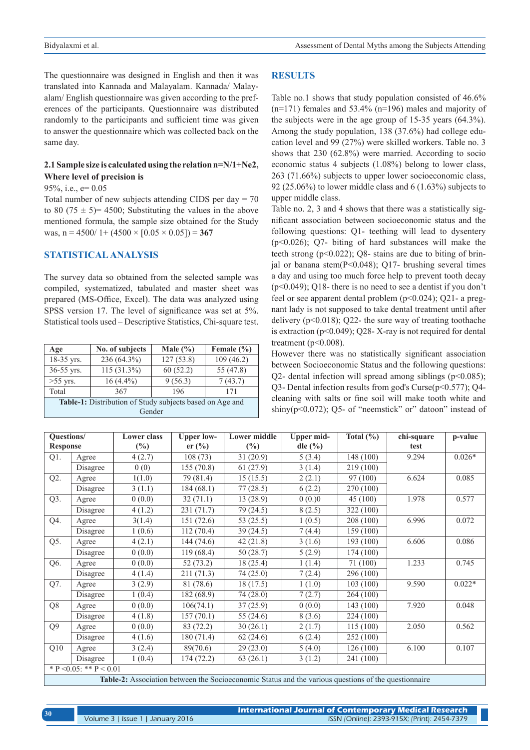The questionnaire was designed in English and then it was translated into Kannada and Malayalam. Kannada/ Malayalam/ English questionnaire was given according to the preferences of the participants. Questionnaire was distributed randomly to the participants and sufficient time was given to answer the questionnaire which was collected back on the same day.

**2.1 Sample size is calculated using the relation n=N/1+Ne2, Where level of precision is**

95%, i.e., e= 0.05

Total number of new subjects attending CIDS per day = 70 to 80 (75 ± 5)= 4500; Substituting the values in the above mentioned formula, the sample size obtained for the Study was, n = 4500/ 1+ (4500 × [0.05 × 0.05]) = **367**

## STATISTICAL ANALYSIS

The survey data so obtained from the selected sample was compiled, systematized, tabulated and master sheet was prepared (MS-Office, Excel). The data was analyzed using SPSS version 17. The level of significance was set at 5%. Statistical tools used – Descriptive Statistics, Chi-square test.

| Age | No. of subjects | Male (%) | Female (%) |
|---|---|---|---|
| 18-35 yrs. | 236 (64.3%) | 127 (53.8) | 109 (46.2) |
| 36-55 yrs. | 115 (31.3%) | 60 (52.2) | 55 (47.8) |
| >55 yrs. | 16 (4.4%) | 9 (56.3) | 7 (43.7) |
| Total | 367 | 196 | 171 |

**Table-1:** Distribution of Study subjects based on Age and Gender

## RESULTS

Table no.1 shows that study population consisted of 46.6% (n=171) females and 53.4% (n=196) males and majority of the subjects were in the age group of 15-35 years (64.3%). Among the study population, 138 (37.6%) had college education level and 99 (27%) were skilled workers. Table no. 3 shows that 230 (62.8%) were married. According to socio economic status 4 subjects (1.08%) belong to lower class, 263 (71.66%) subjects to upper lower socioeconomic class, 92 (25.06%) to lower middle class and 6 (1.63%) subjects to upper middle class.

Table no. 2, 3 and 4 shows that there was a statistically significant association between socioeconomic status and the following questions: Q1- teething will lead to dysentery (p<0.026); Q7- biting of hard substances will make the teeth strong (p<0.022); Q8- stains are due to biting of brinjal or banana stem(P<0.048); Q17- brushing several times a day and using too much force help to prevent tooth decay (p<0.049); Q18- there is no need to see a dentist if you don't feel or see apparent dental problem (p<0.024); Q21- a pregnant lady is not supposed to take dental treatment until after delivery (p<0.018); Q22- the sure way of treating toothache is extraction (p<0.049); Q28- X-ray is not required for dental treatment (p<0.008).

However there was no statistically significant association between Socioeconomic Status and the following questions: Q2- dental infection will spread among siblings (p<0.085); Q3- Dental infection results from god's Curse(p<0.577); Q4- cleaning with salts or fine soil will make tooth white and shiny(p<0.072); Q5- of "neemstick" or" datoon" instead of

| Questions/ Response | | Lower class (%) | Upper lower (%) | Lower middle (%) | Upper middle (%) | Total (%) | chi-square test | p-value |
|---|---|---|---|---|---|---|---|---|
| Q1. | Agree | 4 (2.7) | 108 (73) | 31 (20.9) | 5 (3.4) | 148 (100) | 9.294 | 0.026* |
| | Disagree | 0 (0) | 155 (70.8) | 61 (27.9) | 3 (1.4) | 219 (100) | | |
| Q2. | Agree | 1(1.0) | 79 (81.4) | 15 (15.5) | 2 (2.1) | 97 (100) | 6.624 | 0.085 |
| | Disagree | 3 (1.1) | 184 (68.1) | 77 (28.5) | 6 (2.2) | 270 (100) | | |
| Q3. | Agree | 0 (0.0) | 32 (71.1) | 13 (28.9) | 0 (0.)0 | 45 (100) | 1.978 | 0.577 |
| | Disagree | 4 (1.2) | 231 (71.7) | 79 (24.5) | 8 (2.5) | 322 (100) | | |
| Q4. | Agree | 3(1.4) | 151 (72.6) | 53 (25.5) | 1 (0.5) | 208 (100) | 6.996 | 0.072 |
| | Disagree | 1 (0.6) | 112 (70.4) | 39 (24.5) | 7 (4.4) | 159 (100) | | |
| Q5. | Agree | 4 (2.1) | 144 (74.6) | 42 (21.8) | 3 (1.6) | 193 (100) | 6.606 | 0.086 |
| | Disagree | 0 (0.0) | 119 (68.4) | 50 (28.7) | 5 (2.9) | 174 (100) | | |
| Q6. | Agree | 0 (0.0) | 52 (73.2) | 18 (25.4) | 1 (1.4) | 71 (100) | 1.233 | 0.745 |
| | Disagree | 4 (1.4) | 211 (71.3) | 74 (25.0) | 7 (2.4) | 296 (100) | | |
| Q7. | Agree | 3 (2.9) | 81 (78.6) | 18 (17.5) | 1 (1.0) | 103 (100) | 9.590 | 0.022* |
| | Disagree | 1 (0.4) | 182 (68.9) | 74 (28.0) | 7 (2.7) | 264 (100) | | |
| Q8 | Agree | 0 (0.0) | 106(74.1) | 37 (25.9) | 0 (0.0) | 143 (100) | 7.920 | 0.048 |
| | Disagree | 4 (1.8) | 157 (70.1) | 55 (24.6) | 8 (3.6) | 224 (100) | | |
| Q9 | Agree | 0 (0.0) | 83 (72.2) | 30 (26.1) | 2 (1.7) | 115 (100) | 2.050 | 0.562 |
| | Disagree | 4 (1.6) | 180 (71.4) | 62 (24.6) | 6 (2.4) | 252 (100) | | |
| Q10 | Agree | 3 (2.4) | 89(70.6) | 29 (23.0) | 5 (4.0) | 126 (100) | 6.100 | 0.107 |
| | Disagree | 1 (0.4) | 174 (72.2) | 63 (26.1) | 3 (1.2) | 241 (100) | | |

\* P <0.05: ** P < 0.01

**Table-2:** Association between the Socioeconomic Status and the various questions of the questionnaire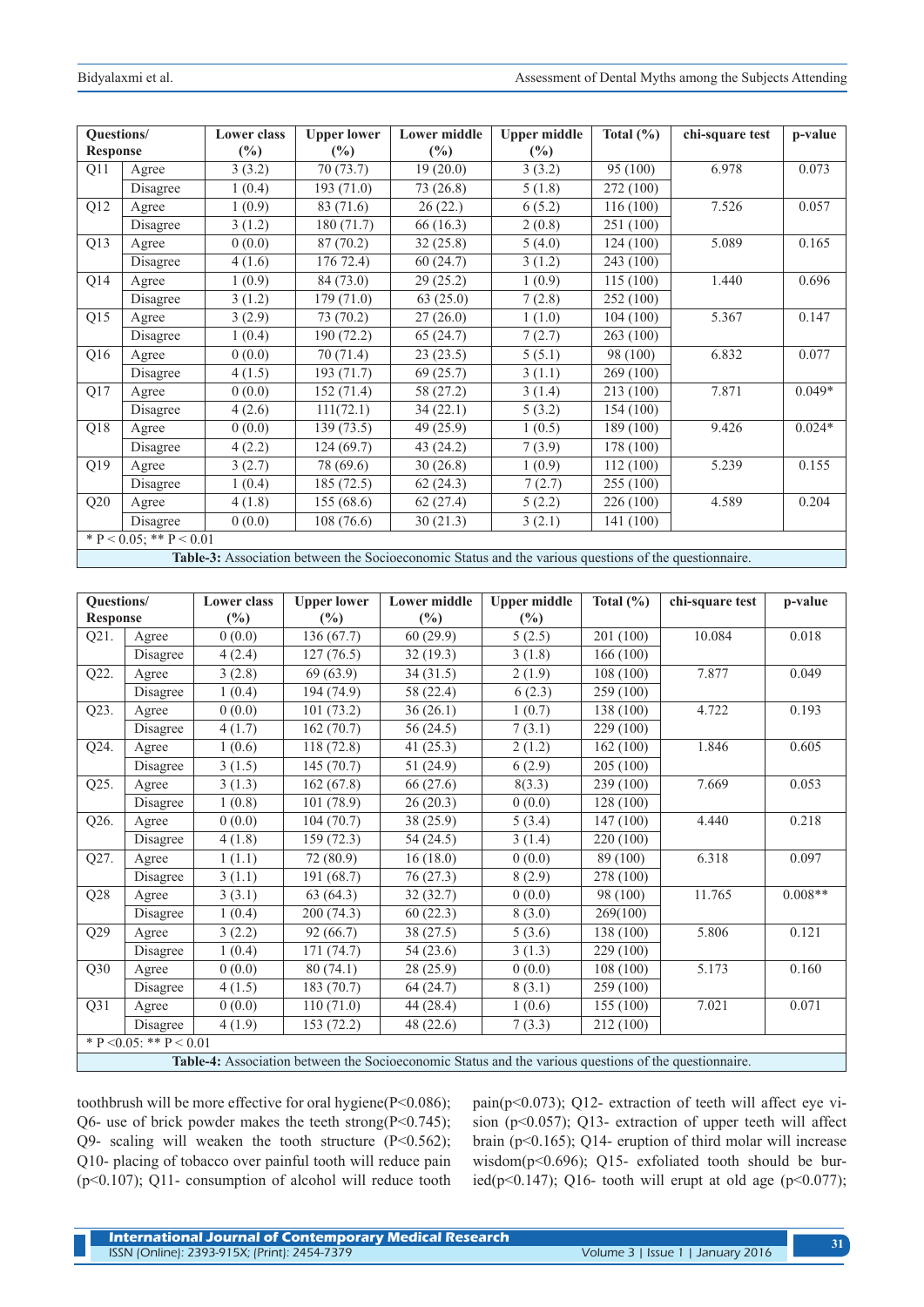| Questions/ Response | | Lower class (%) | Upper lower (%) | Lower middle (%) | Upper middle (%) | Total (%) | chi-square test | p-value |
|---|---|---|---|---|---|---|---|---|
| Q11 | Agree | 3 (3.2) | 70 (73.7) | 19 (20.0) | 3 (3.2) | 95 (100) | 6.978 | 0.073 |
| | Disagree | 1 (0.4) | 193 (71.0) | 73 (26.8) | 5 (1.8) | 272 (100) | | |
| Q12 | Agree | 1 (0.9) | 83 (71.6) | 26 (22.) | 6 (5.2) | 116 (100) | 7.526 | 0.057 |
| | Disagree | 3 (1.2) | 180 (71.7) | 66 (16.3) | 2 (0.8) | 251 (100) | | |
| Q13 | Agree | 0 (0.0) | 87 (70.2) | 32 (25.8) | 5 (4.0) | 124 (100) | 5.089 | 0.165 |
| | Disagree | 4 (1.6) | 176 72.4) | 60 (24.7) | 3 (1.2) | 243 (100) | | |
| Q14 | Agree | 1 (0.9) | 84 (73.0) | 29 (25.2) | 1 (0.9) | 115 (100) | 1.440 | 0.696 |
| | Disagree | 3 (1.2) | 179 (71.0) | 63 (25.0) | 7 (2.8) | 252 (100) | | |
| Q15 | Agree | 3 (2.9) | 73 (70.2) | 27 (26.0) | 1 (1.0) | 104 (100) | 5.367 | 0.147 |
| | Disagree | 1 (0.4) | 190 (72.2) | 65 (24.7) | 7 (2.7) | 263 (100) | | |
| Q16 | Agree | 0 (0.0) | 70 (71.4) | 23 (23.5) | 5 (5.1) | 98 (100) | 6.832 | 0.077 |
| | Disagree | 4 (1.5) | 193 (71.7) | 69 (25.7) | 3 (1.1) | 269 (100) | | |
| Q17 | Agree | 0 (0.0) | 152 (71.4) | 58 (27.2) | 3 (1.4) | 213 (100) | 7.871 | 0.049* |
| | Disagree | 4 (2.6) | 111(72.1) | 34 (22.1) | 5 (3.2) | 154 (100) | | |
| Q18 | Agree | 0 (0.0) | 139 (73.5) | 49 (25.9) | 1 (0.5) | 189 (100) | 9.426 | 0.024* |
| | Disagree | 4 (2.2) | 124 (69.7) | 43 (24.2) | 7 (3.9) | 178 (100) | | |
| Q19 | Agree | 3 (2.7) | 78 (69.6) | 30 (26.8) | 1 (0.9) | 112 (100) | 5.239 | 0.155 |
| | Disagree | 1 (0.4) | 185 (72.5) | 62 (24.3) | 7 (2.7) | 255 (100) | | |
| Q20 | Agree | 4 (1.8) | 155 (68.6) | 62 (27.4) | 5 (2.2) | 226 (100) | 4.589 | 0.204 |
| | Disagree | 0 (0.0) | 108 (76.6) | 30 (21.3) | 3 (2.1) | 141 (100) | | |

* P < 0.05; ** P < 0.01

**Table-3:** Association between the Socioeconomic Status and the various questions of the questionnaire.

| Questions/ Response | | Lower class (%) | Upper lower (%) | Lower middle (%) | Upper middle (%) | Total (%) | chi-square test | p-value |
|---|---|---|---|---|---|---|---|---|
| Q21. | Agree | 0 (0.0) | 136 (67.7) | 60 (29.9) | 5 (2.5) | 201 (100) | 10.084 | 0.018 |
| | Disagree | 4 (2.4) | 127 (76.5) | 32 (19.3) | 3 (1.8) | 166 (100) | | |
| Q22. | Agree | 3 (2.8) | 69 (63.9) | 34 (31.5) | 2 (1.9) | 108 (100) | 7.877 | 0.049 |
| | Disagree | 1 (0.4) | 194 (74.9) | 58 (22.4) | 6 (2.3) | 259 (100) | | |
| Q23. | Agree | 0 (0.0) | 101 (73.2) | 36 (26.1) | 1 (0.7) | 138 (100) | 4.722 | 0.193 |
| | Disagree | 4 (1.7) | 162 (70.7) | 56 (24.5) | 7 (3.1) | 229 (100) | | |
| Q24. | Agree | 1 (0.6) | 118 (72.8) | 41 (25.3) | 2 (1.2) | 162 (100) | 1.846 | 0.605 |
| | Disagree | 3 (1.5) | 145 (70.7) | 51 (24.9) | 6 (2.9) | 205 (100) | | |
| Q25. | Agree | 3 (1.3) | 162 (67.8) | 66 (27.6) | 8(3.3) | 239 (100) | 7.669 | 0.053 |
| | Disagree | 1 (0.8) | 101 (78.9) | 26 (20.3) | 0 (0.0) | 128 (100) | | |
| Q26. | Agree | 0 (0.0) | 104 (70.7) | 38 (25.9) | 5 (3.4) | 147 (100) | 4.440 | 0.218 |
| | Disagree | 4 (1.8) | 159 (72.3) | 54 (24.5) | 3 (1.4) | 220 (100) | | |
| Q27. | Agree | 1 (1.1) | 72 (80.9) | 16 (18.0) | 0 (0.0) | 89 (100) | 6.318 | 0.097 |
| | Disagree | 3 (1.1) | 191 (68.7) | 76 (27.3) | 8 (2.9) | 278 (100) | | |
| Q28 | Agree | 3 (3.1) | 63 (64.3) | 32 (32.7) | 0 (0.0) | 98 (100) | 11.765 | 0.008** |
| | Disagree | 1 (0.4) | 200 (74.3) | 60 (22.3) | 8 (3.0) | 269(100) | | |
| Q29 | Agree | 3 (2.2) | 92 (66.7) | 38 (27.5) | 5 (3.6) | 138 (100) | 5.806 | 0.121 |
| | Disagree | 1 (0.4) | 171 (74.7) | 54 (23.6) | 3 (1.3) | 229 (100) | | |
| Q30 | Agree | 0 (0.0) | 80 (74.1) | 28 (25.9) | 0 (0.0) | 108 (100) | 5.173 | 0.160 |
| | Disagree | 4 (1.5) | 183 (70.7) | 64 (24.7) | 8 (3.1) | 259 (100) | | |
| Q31 | Agree | 0 (0.0) | 110 (71.0) | 44 (28.4) | 1 (0.6) | 155 (100) | 7.021 | 0.071 |
| | Disagree | 4 (1.9) | 153 (72.2) | 48 (22.6) | 7 (3.3) | 212 (100) | | |

* P <0.05: ** P < 0.01

**Table-4:** Association between the Socioeconomic Status and the various questions of the questionnaire.

toothbrush will be more effective for oral hygiene($P<0.086$); Q6- use of brick powder makes the teeth strong($P<0.745$); Q9- scaling will weaken the tooth structure ($P<0.562$); Q10- placing of tobacco over painful tooth will reduce pain ($p<0.107$); Q11- consumption of alcohol will reduce tooth pain($p<0.073$); Q12- extraction of teeth will affect eye vision ($p<0.057$); Q13- extraction of upper teeth will affect brain ($p<0.165$); Q14- eruption of third molar will increase wisdom($p<0.696$); Q15- exfoliated tooth should be buried($p<0.147$); Q16- tooth will erupt at old age ($p<0.077$);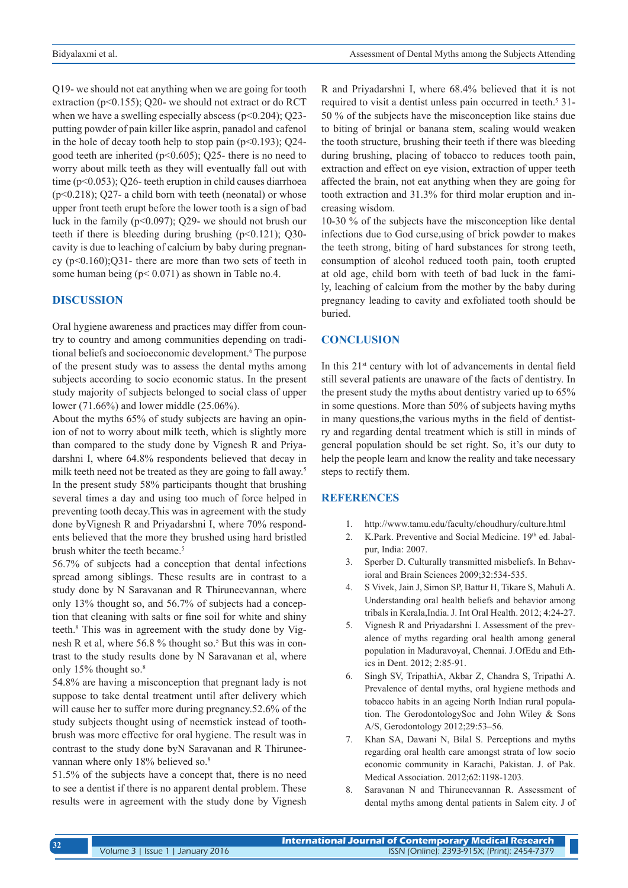Q19- we should not eat anything when we are going for tooth extraction ($p<0.155$); Q20- we should not extract or do RCT when we have a swelling especially abscess ($p<0.204$); Q23- putting powder of pain killer like asprin, panadol and cafenol in the hole of decay tooth help to stop pain ($p<0.193$); Q24- good teeth are inherited ($p<0.605$); Q25- there is no need to worry about milk teeth as they will eventually fall out with time ($p<0.053$); Q26- teeth eruption in child causes diarrhoea ($p<0.218$); Q27- a child born with teeth (neonatal) or whose upper front teeth erupt before the lower tooth is a sign of bad luck in the family ($p<0.097$); Q29- we should not brush our teeth if there is bleeding during brushing ($p<0.121$); Q30- cavity is due to leaching of calcium by baby during pregnancy ($p<0.160$);Q31- there are more than two sets of teeth in some human being ($p< 0.071$) as shown in Table no.4.

## DISCUSSION

Oral hygiene awareness and practices may differ from country to country and among communities depending on traditional beliefs and socioeconomic development.[6] The purpose of the present study was to assess the dental myths among subjects according to socio economic status. In the present study majority of subjects belonged to social class of upper lower (71.66%) and lower middle (25.06%).

About the myths 65% of study subjects are having an opinion of not to worry about milk teeth, which is slightly more than compared to the study done by Vignesh R and Priyadarshni I, where 64.8% respondents believed that decay in milk teeth need not be treated as they are going to fall away.[5] In the present study 58% participants thought that brushing several times a day and using too much of force helped in preventing tooth decay.This was in agreement with the study done byVignesh R and Priyadarshni I, where 70% respondents believed that the more they brushed using hard bristled brush whiter the teeth became.[5]

56.7% of subjects had a conception that dental infections spread among siblings. These results are in contrast to a study done by N Saravanan and R Thiruneevannan, where only 13% thought so, and 56.7% of subjects had a conception that cleaning with salts or fine soil for white and shiny teeth.[8] This was in agreement with the study done by Vignesh R et al, where 56.8 % thought so.[5] But this was in contrast to the study results done by N Saravanan et al, where only 15% thought so.[8]

54.8% are having a misconception that pregnant lady is not suppose to take dental treatment until after delivery which will cause her to suffer more during pregnancy.52.6% of the study subjects thought using of neemstick instead of toothbrush was more effective for oral hygiene. The result was in contrast to the study done byN Saravanan and R Thiruneevannan where only 18% believed so.[8]

51.5% of the subjects have a concept that, there is no need to see a dentist if there is no apparent dental problem. These results were in agreement with the study done by Vignesh R and Priyadarshni I, where 68.4% believed that it is not required to visit a dentist unless pain occurred in teeth.[5] 31-50 % of the subjects have the misconception like stains due to biting of brinjal or banana stem, scaling would weaken the tooth structure, brushing their teeth if there was bleeding during brushing, placing of tobacco to reduces tooth pain, extraction and effect on eye vision, extraction of upper teeth affected the brain, not eat anything when they are going for tooth extraction and 31.3% for third molar eruption and increasing wisdom.

10-30 % of the subjects have the misconception like dental infections due to God curse,using of brick powder to makes the teeth strong, biting of hard substances for strong teeth, consumption of alcohol reduced tooth pain, tooth erupted at old age, child born with teeth of bad luck in the family, leaching of calcium from the mother by the baby during pregnancy leading to cavity and exfoliated tooth should be buried.

## CONCLUSION

In this 21st century with lot of advancements in dental field still several patients are unaware of the facts of dentistry. In the present study the myths about dentistry varied up to 65% in some questions. More than 50% of subjects having myths in many questions,the various myths in the field of dentistry and regarding dental treatment which is still in minds of general population should be set right. So, it's our duty to help the people learn and know the reality and take necessary steps to rectify them.

## REFERENCES

1. http://www.tamu.edu/faculty/choudhury/culture.html
2. K.Park. Preventive and Social Medicine. 19th ed. Jabalpur, India: 2007.
3. Sperber D. Culturally transmitted misbeliefs. In Behavioral and Brain Sciences 2009;32:534-535.
4. S Vivek, Jain J, Simon SP, Battur H, Tikare S, Mahuli A. Understanding oral health beliefs and behavior among tribals in Kerala,India. J. Int Oral Health. 2012; 4:24-27.
5. Vignesh R and Priyadarshni I. Assessment of the prevalence of myths regarding oral health among general population in Maduravoyal, Chennai. J.OfEdu and Ethics in Dent. 2012; 2:85-91.
6. Singh SV, TripathiA, Akbar Z, Chandra S, Tripathi A. Prevalence of dental myths, oral hygiene methods and tobacco habits in an ageing North Indian rural population. The GerodontologySoc and John Wiley & Sons A/S, Gerodontology 2012;29:53–56.
7. Khan SA, Dawani N, Bilal S. Perceptions and myths regarding oral health care amongst strata of low socio economic community in Karachi, Pakistan. J. of Pak. Medical Association. 2012;62:1198-1203.
8. Saravanan N and Thiruneevannan R. Assessment of dental myths among dental patients in Salem city. J of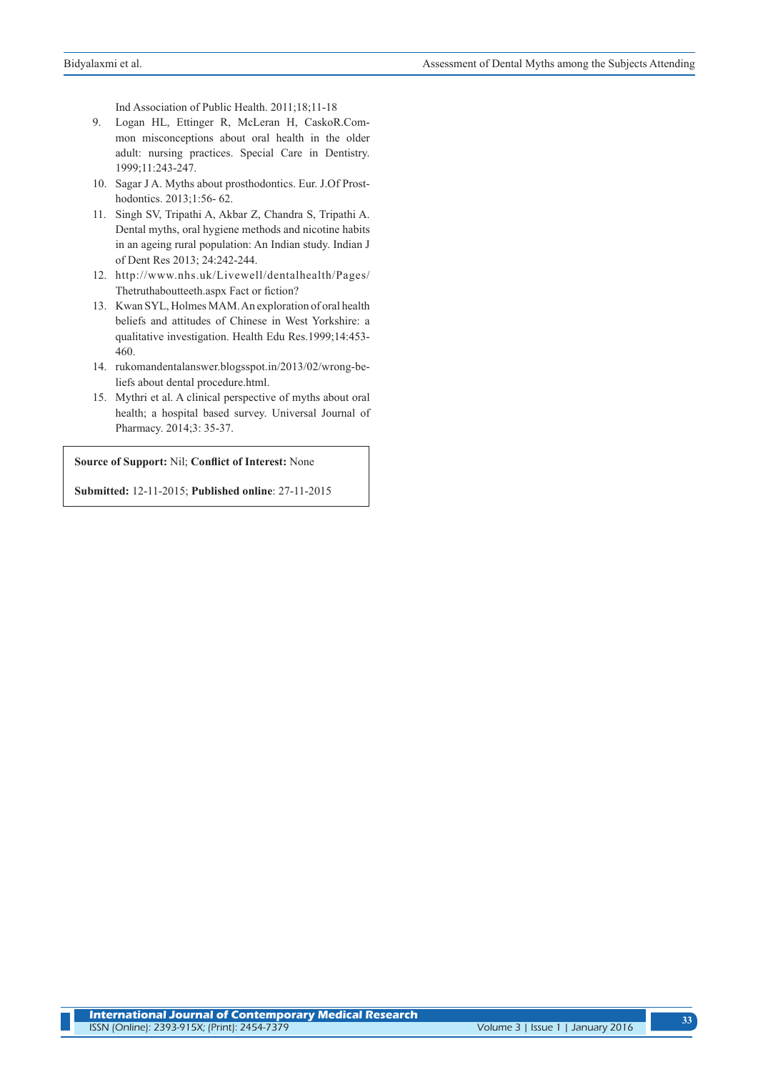Ind Association of Public Health. 2011;18;11-18

9. Logan HL, Ettinger R, McLeran H, CaskoR.Common misconceptions about oral health in the older adult: nursing practices. Special Care in Dentistry. 1999;11:243-247.
10. Sagar J A. Myths about prosthodontics. Eur. J.Of Prosthodontics. 2013;1:56- 62.
11. Singh SV, Tripathi A, Akbar Z, Chandra S, Tripathi A. Dental myths, oral hygiene methods and nicotine habits in an ageing rural population: An Indian study. Indian J of Dent Res 2013; 24:242-244.
12. http://www.nhs.uk/Livewell/dentalhealth/Pages/Thetruthaboutteeth.aspx Fact or fiction?
13. Kwan SYL, Holmes MAM. An exploration of oral health beliefs and attitudes of Chinese in West Yorkshire: a qualitative investigation. Health Edu Res.1999;14:453-460.
14. rukomandentalanswer.blogsspot.in/2013/02/wrong-beliefs about dental procedure.html.
15. Mythri et al. A clinical perspective of myths about oral health; a hospital based survey. Universal Journal of Pharmacy. 2014;3: 35-37.

**Source of Support:** Nil; **Conflict of Interest:** None

**Submitted:** 12-11-2015; **Published online**: 27-11-2015